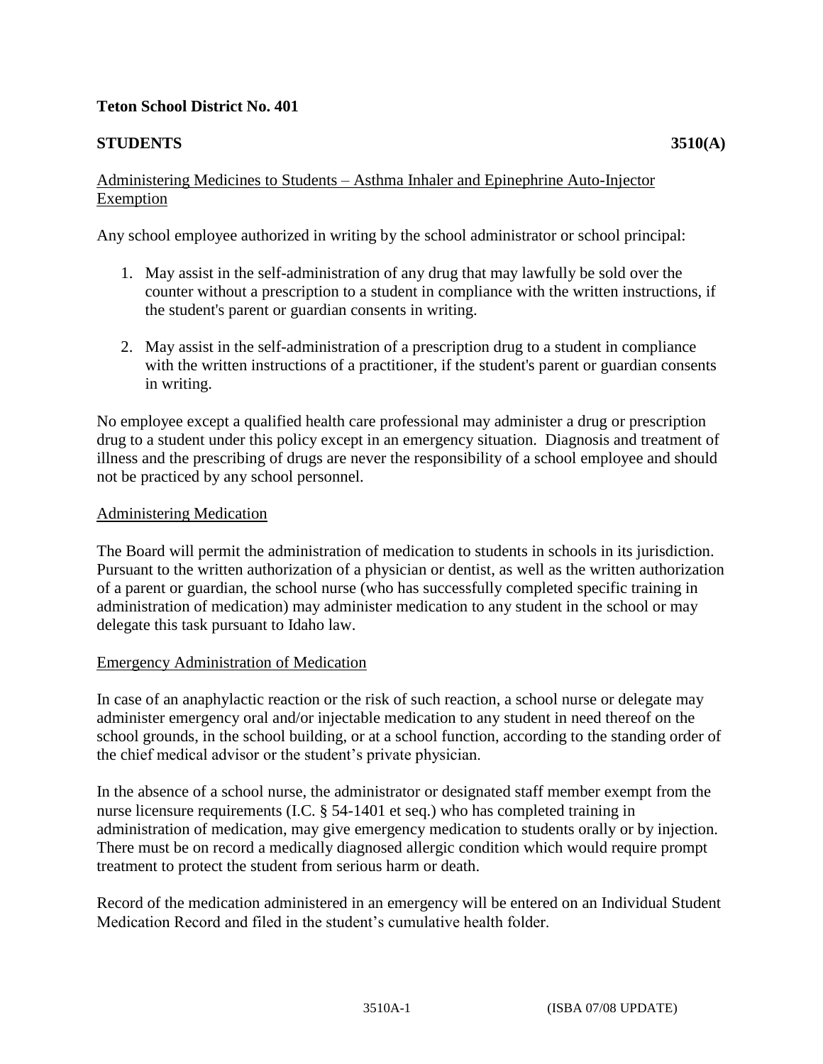**Teton School District No. 401**

**STUDENTS** **3510(A)**

Administering Medicines to Students – Asthma Inhaler and Epinephrine Auto-Injector Exemption

Any school employee authorized in writing by the school administrator or school principal:

1. May assist in the self-administration of any drug that may lawfully be sold over the counter without a prescription to a student in compliance with the written instructions, if the student's parent or guardian consents in writing.

2. May assist in the self-administration of a prescription drug to a student in compliance with the written instructions of a practitioner, if the student's parent or guardian consents in writing.

No employee except a qualified health care professional may administer a drug or prescription drug to a student under this policy except in an emergency situation. Diagnosis and treatment of illness and the prescribing of drugs are never the responsibility of a school employee and should not be practiced by any school personnel.

Administering Medication

The Board will permit the administration of medication to students in schools in its jurisdiction. Pursuant to the written authorization of a physician or dentist, as well as the written authorization of a parent or guardian, the school nurse (who has successfully completed specific training in administration of medication) may administer medication to any student in the school or may delegate this task pursuant to Idaho law.

Emergency Administration of Medication

In case of an anaphylactic reaction or the risk of such reaction, a school nurse or delegate may administer emergency oral and/or injectable medication to any student in need thereof on the school grounds, in the school building, or at a school function, according to the standing order of the chief medical advisor or the student's private physician.

In the absence of a school nurse, the administrator or designated staff member exempt from the nurse licensure requirements (I.C. § 54-1401 et seq.) who has completed training in administration of medication, may give emergency medication to students orally or by injection. There must be on record a medically diagnosed allergic condition which would require prompt treatment to protect the student from serious harm or death.

Record of the medication administered in an emergency will be entered on an Individual Student Medication Record and filed in the student's cumulative health folder.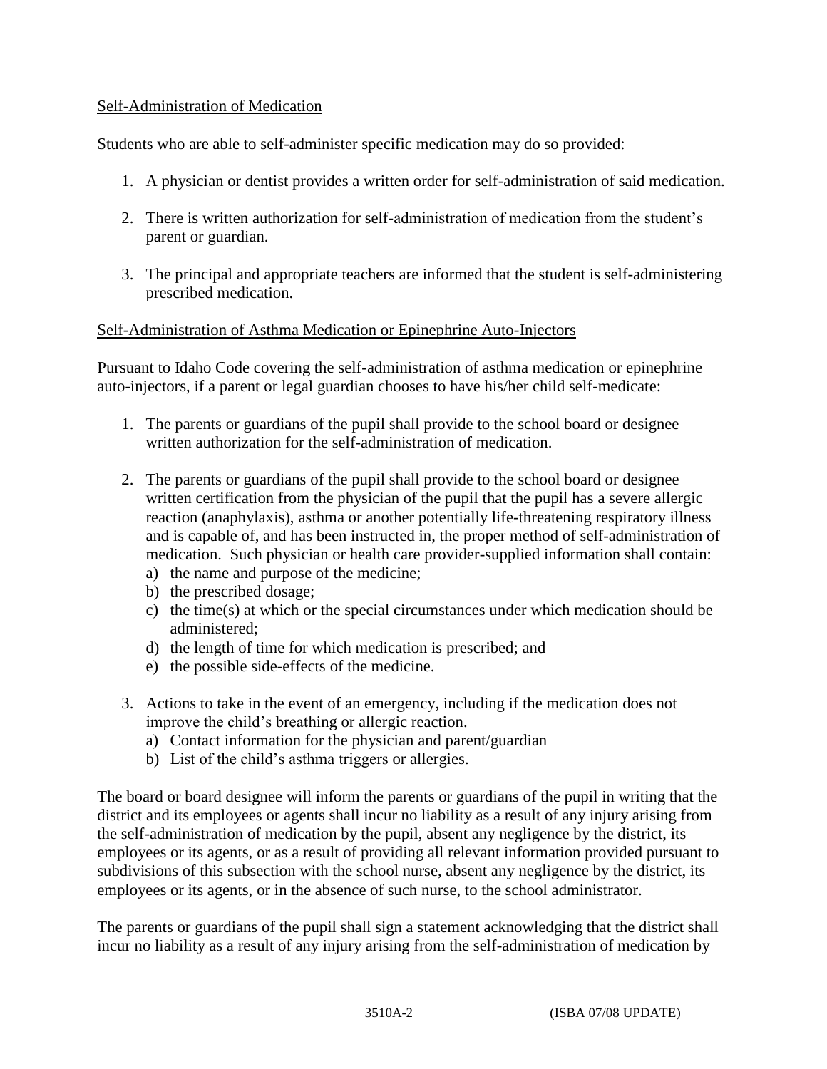Self-Administration of Medication

Students who are able to self-administer specific medication may do so provided:

1. A physician or dentist provides a written order for self-administration of said medication.

2. There is written authorization for self-administration of medication from the student's parent or guardian.

3. The principal and appropriate teachers are informed that the student is self-administering prescribed medication.

Self-Administration of Asthma Medication or Epinephrine Auto-Injectors

Pursuant to Idaho Code covering the self-administration of asthma medication or epinephrine auto-injectors, if a parent or legal guardian chooses to have his/her child self-medicate:

1. The parents or guardians of the pupil shall provide to the school board or designee written authorization for the self-administration of medication.

2. The parents or guardians of the pupil shall provide to the school board or designee written certification from the physician of the pupil that the pupil has a severe allergic reaction (anaphylaxis), asthma or another potentially life-threatening respiratory illness and is capable of, and has been instructed in, the proper method of self-administration of medication. Such physician or health care provider-supplied information shall contain:
   a) the name and purpose of the medicine;
   b) the prescribed dosage;
   c) the time(s) at which or the special circumstances under which medication should be administered;
   d) the length of time for which medication is prescribed; and
   e) the possible side-effects of the medicine.

3. Actions to take in the event of an emergency, including if the medication does not improve the child's breathing or allergic reaction.
   a) Contact information for the physician and parent/guardian
   b) List of the child's asthma triggers or allergies.

The board or board designee will inform the parents or guardians of the pupil in writing that the district and its employees or agents shall incur no liability as a result of any injury arising from the self-administration of medication by the pupil, absent any negligence by the district, its employees or its agents, or as a result of providing all relevant information provided pursuant to subdivisions of this subsection with the school nurse, absent any negligence by the district, its employees or its agents, or in the absence of such nurse, to the school administrator.

The parents or guardians of the pupil shall sign a statement acknowledging that the district shall incur no liability as a result of any injury arising from the self-administration of medication by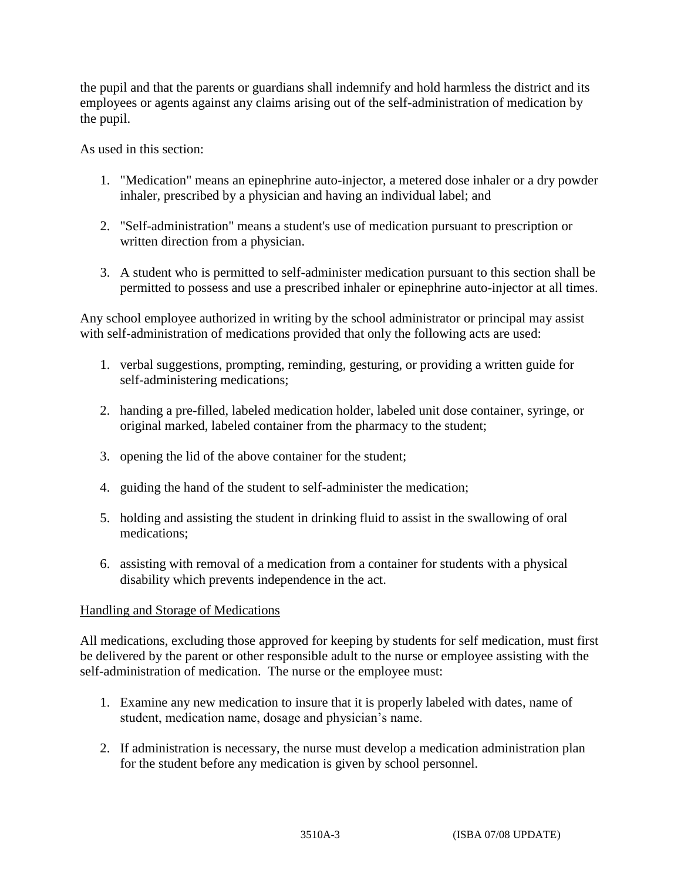the pupil and that the parents or guardians shall indemnify and hold harmless the district and its employees or agents against any claims arising out of the self-administration of medication by the pupil.

As used in this section:

1. "Medication" means an epinephrine auto-injector, a metered dose inhaler or a dry powder inhaler, prescribed by a physician and having an individual label; and

2. "Self-administration" means a student's use of medication pursuant to prescription or written direction from a physician.

3. A student who is permitted to self-administer medication pursuant to this section shall be permitted to possess and use a prescribed inhaler or epinephrine auto-injector at all times.

Any school employee authorized in writing by the school administrator or principal may assist with self-administration of medications provided that only the following acts are used:

1. verbal suggestions, prompting, reminding, gesturing, or providing a written guide for self-administering medications;

2. handing a pre-filled, labeled medication holder, labeled unit dose container, syringe, or original marked, labeled container from the pharmacy to the student;

3. opening the lid of the above container for the student;

4. guiding the hand of the student to self-administer the medication;

5. holding and assisting the student in drinking fluid to assist in the swallowing of oral medications;

6. assisting with removal of a medication from a container for students with a physical disability which prevents independence in the act.

<u>Handling and Storage of Medications</u>

All medications, excluding those approved for keeping by students for self medication, must first be delivered by the parent or other responsible adult to the nurse or employee assisting with the self-administration of medication. The nurse or the employee must:

1. Examine any new medication to insure that it is properly labeled with dates, name of student, medication name, dosage and physician's name.

2. If administration is necessary, the nurse must develop a medication administration plan for the student before any medication is given by school personnel.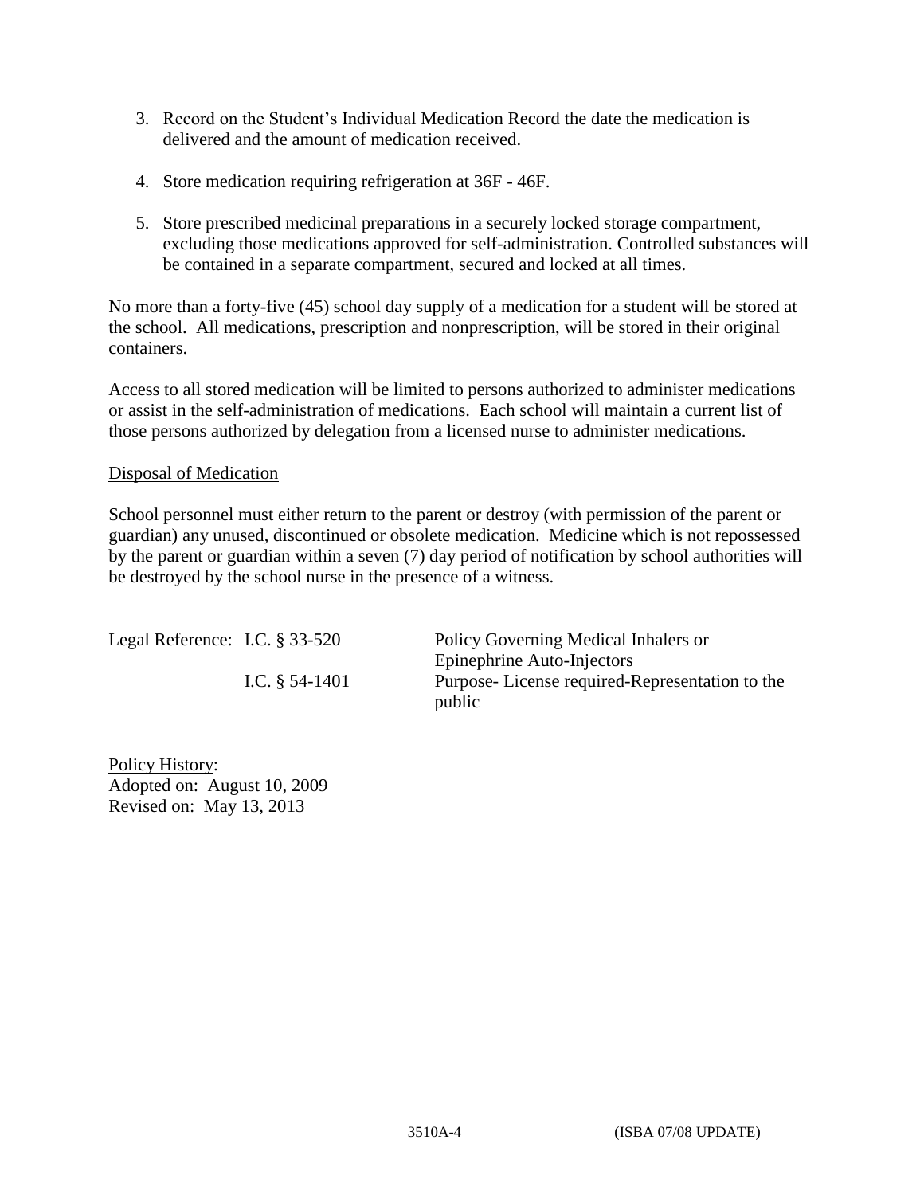3. Record on the Student's Individual Medication Record the date the medication is delivered and the amount of medication received.

4. Store medication requiring refrigeration at 36F - 46F.

5. Store prescribed medicinal preparations in a securely locked storage compartment, excluding those medications approved for self-administration. Controlled substances will be contained in a separate compartment, secured and locked at all times.

No more than a forty-five (45) school day supply of a medication for a student will be stored at the school. All medications, prescription and nonprescription, will be stored in their original containers.

Access to all stored medication will be limited to persons authorized to administer medications or assist in the self-administration of medications. Each school will maintain a current list of those persons authorized by delegation from a licensed nurse to administer medications.

<u>Disposal of Medication</u>

School personnel must either return to the parent or destroy (with permission of the parent or guardian) any unused, discontinued or obsolete medication. Medicine which is not repossessed by the parent or guardian within a seven (7) day period of notification by school authorities will be destroyed by the school nurse in the presence of a witness.

| | | |
|---|---|---|
| Legal Reference: | I.C. § 33-520 | Policy Governing Medical Inhalers or Epinephrine Auto-Injectors |
| | I.C. § 54-1401 | Purpose- License required-Representation to the public |

<u>Policy History</u>:
Adopted on: August 10, 2009
Revised on: May 13, 2013